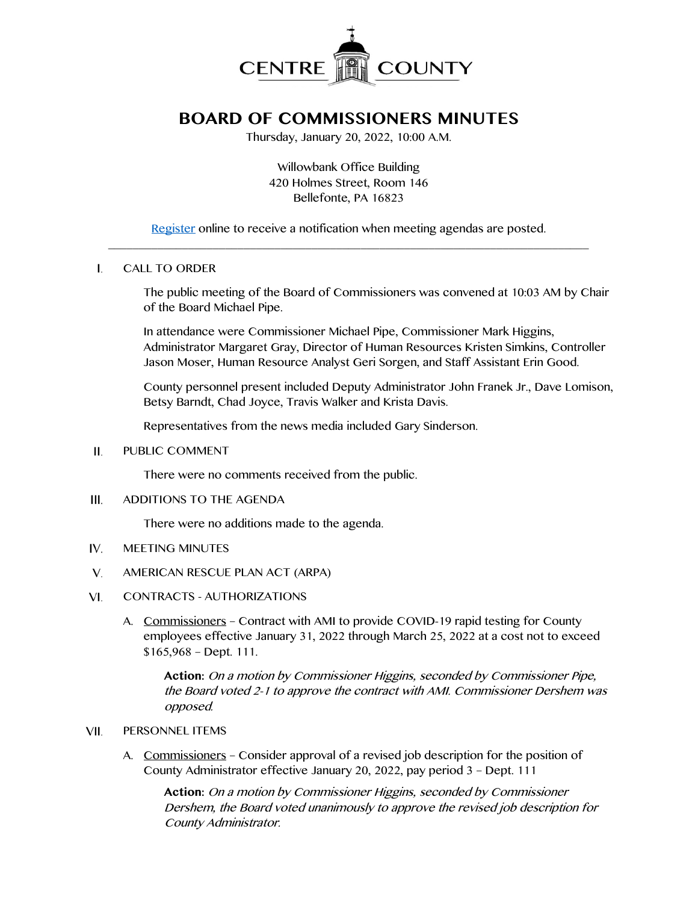CENTRE COUNTY

# BOARD OF COMMISSIONERS MINUTES

Thursday, January 20, 2022, 10:00 A.M.

Willowbank Office Building
420 Holmes Street, Room 146
Bellefonte, PA 16823

[Register](#) online to receive a notification when meeting agendas are posted.

---

I. CALL TO ORDER

The public meeting of the Board of Commissioners was convened at 10:03 AM by Chair of the Board Michael Pipe.

In attendance were Commissioner Michael Pipe, Commissioner Mark Higgins, Administrator Margaret Gray, Director of Human Resources Kristen Simkins, Controller Jason Moser, Human Resource Analyst Geri Sorgen, and Staff Assistant Erin Good.

County personnel present included Deputy Administrator John Franek Jr., Dave Lomison, Betsy Barndt, Chad Joyce, Travis Walker and Krista Davis.

Representatives from the news media included Gary Sinderson.

II. PUBLIC COMMENT

There were no comments received from the public.

III. ADDITIONS TO THE AGENDA

There were no additions made to the agenda.

IV. MEETING MINUTES

V. AMERICAN RESCUE PLAN ACT (ARPA)

VI. CONTRACTS - AUTHORIZATIONS

A. Commissioners – Contract with AMI to provide COVID-19 rapid testing for County employees effective January 31, 2022 through March 25, 2022 at a cost not to exceed $165,968 – Dept. 111.

**Action:** *On a motion by Commissioner Higgins, seconded by Commissioner Pipe, the Board voted 2-1 to approve the contract with AMI. Commissioner Dershem was opposed.*

VII. PERSONNEL ITEMS

A. Commissioners – Consider approval of a revised job description for the position of County Administrator effective January 20, 2022, pay period 3 – Dept. 111

**Action:** *On a motion by Commissioner Higgins, seconded by Commissioner Dershem, the Board voted unanimously to approve the revised job description for County Administrator.*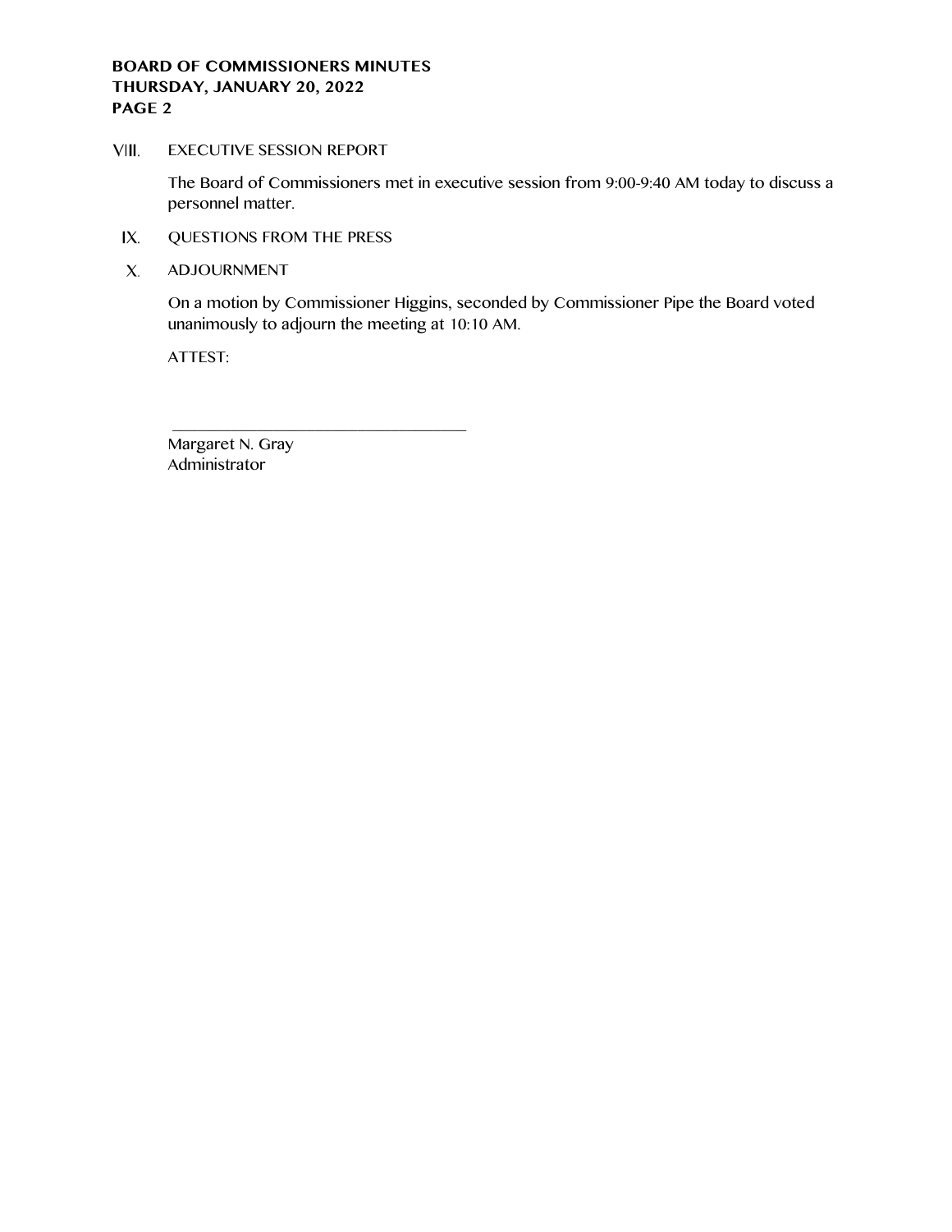VIII. EXECUTIVE SESSION REPORT

The Board of Commissioners met in executive session from 9:00-9:40 AM today to discuss a personnel matter.

IX. QUESTIONS FROM THE PRESS

X. ADJOURNMENT

On a motion by Commissioner Higgins, seconded by Commissioner Pipe the Board voted unanimously to adjourn the meeting at 10:10 AM.

ATTEST:

\_\_\_\_\_\_\_\_\_\_\_\_\_\_\_\_\_\_\_\_\_\_\_\_\_\_\_\_\_\_\_\_\_\_

Margaret N. Gray
Administrator